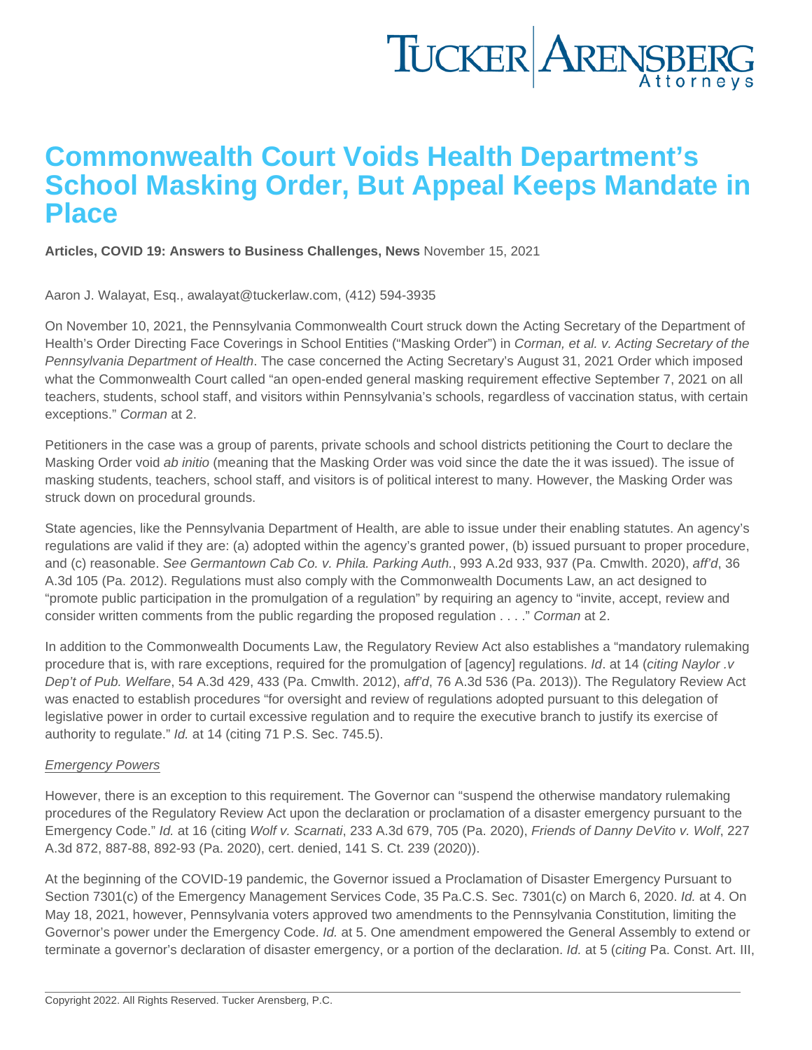# Commonwealth Court Voids Health Department's School Masking Order, But Appeal Keeps Mandate in Place

**Articles, COVID 19: Answers to Business Challenges, News** November 15, 2021

Aaron J. Walayat, Esq., awalayat@tuckerlaw.com, (412) 594-3935

On November 10, 2021, the Pennsylvania Commonwealth Court struck down the Acting Secretary of the Department of Health's Order Directing Face Coverings in School Entities ("Masking Order") in *Corman, et al. v. Acting Secretary of the Pennsylvania Department of Health*. The case concerned the Acting Secretary's August 31, 2021 Order which imposed what the Commonwealth Court called "an open-ended general masking requirement effective September 7, 2021 on all teachers, students, school staff, and visitors within Pennsylvania's schools, regardless of vaccination status, with certain exceptions." *Corman* at 2.

Petitioners in the case was a group of parents, private schools and school districts petitioning the Court to declare the Masking Order void *ab initio* (meaning that the Masking Order was void since the date the it was issued). The issue of masking students, teachers, school staff, and visitors is of political interest to many. However, the Masking Order was struck down on procedural grounds.

State agencies, like the Pennsylvania Department of Health, are able to issue under their enabling statutes. An agency's regulations are valid if they are: (a) adopted within the agency's granted power, (b) issued pursuant to proper procedure, and (c) reasonable. *See Germantown Cab Co. v. Phila. Parking Auth.*, 993 A.2d 933, 937 (Pa. Cmwlth. 2020), *aff'd*, 36 A.3d 105 (Pa. 2012). Regulations must also comply with the Commonwealth Documents Law, an act designed to "promote public participation in the promulgation of a regulation" by requiring an agency to "invite, accept, review and consider written comments from the public regarding the proposed regulation . . . ." *Corman* at 2.

In addition to the Commonwealth Documents Law, the Regulatory Review Act also establishes a "mandatory rulemaking procedure that is, with rare exceptions, required for the promulgation of [agency] regulations. *Id*. at 14 (*citing Naylor .v Dep't of Pub. Welfare*, 54 A.3d 429, 433 (Pa. Cmwlth. 2012), *aff'd*, 76 A.3d 536 (Pa. 2013)). The Regulatory Review Act was enacted to establish procedures "for oversight and review of regulations adopted pursuant to this delegation of legislative power in order to curtail excessive regulation and to require the executive branch to justify its exercise of authority to regulate." *Id.* at 14 (citing 71 P.S. Sec. 745.5).

## Emergency Powers

However, there is an exception to this requirement. The Governor can "suspend the otherwise mandatory rulemaking procedures of the Regulatory Review Act upon the declaration or proclamation of a disaster emergency pursuant to the Emergency Code." *Id.* at 16 (citing *Wolf v. Scarnati*, 233 A.3d 679, 705 (Pa. 2020), *Friends of Danny DeVito v. Wolf*, 227 A.3d 872, 887-88, 892-93 (Pa. 2020), cert. denied, 141 S. Ct. 239 (2020)).

At the beginning of the COVID-19 pandemic, the Governor issued a Proclamation of Disaster Emergency Pursuant to Section 7301(c) of the Emergency Management Services Code, 35 Pa.C.S. Sec. 7301(c) on March 6, 2020. *Id.* at 4. On May 18, 2021, however, Pennsylvania voters approved two amendments to the Pennsylvania Constitution, limiting the Governor's power under the Emergency Code. *Id.* at 5. One amendment empowered the General Assembly to extend or terminate a governor's declaration of disaster emergency, or a portion of the declaration. *Id.* at 5 (*citing* Pa. Const. Art. III,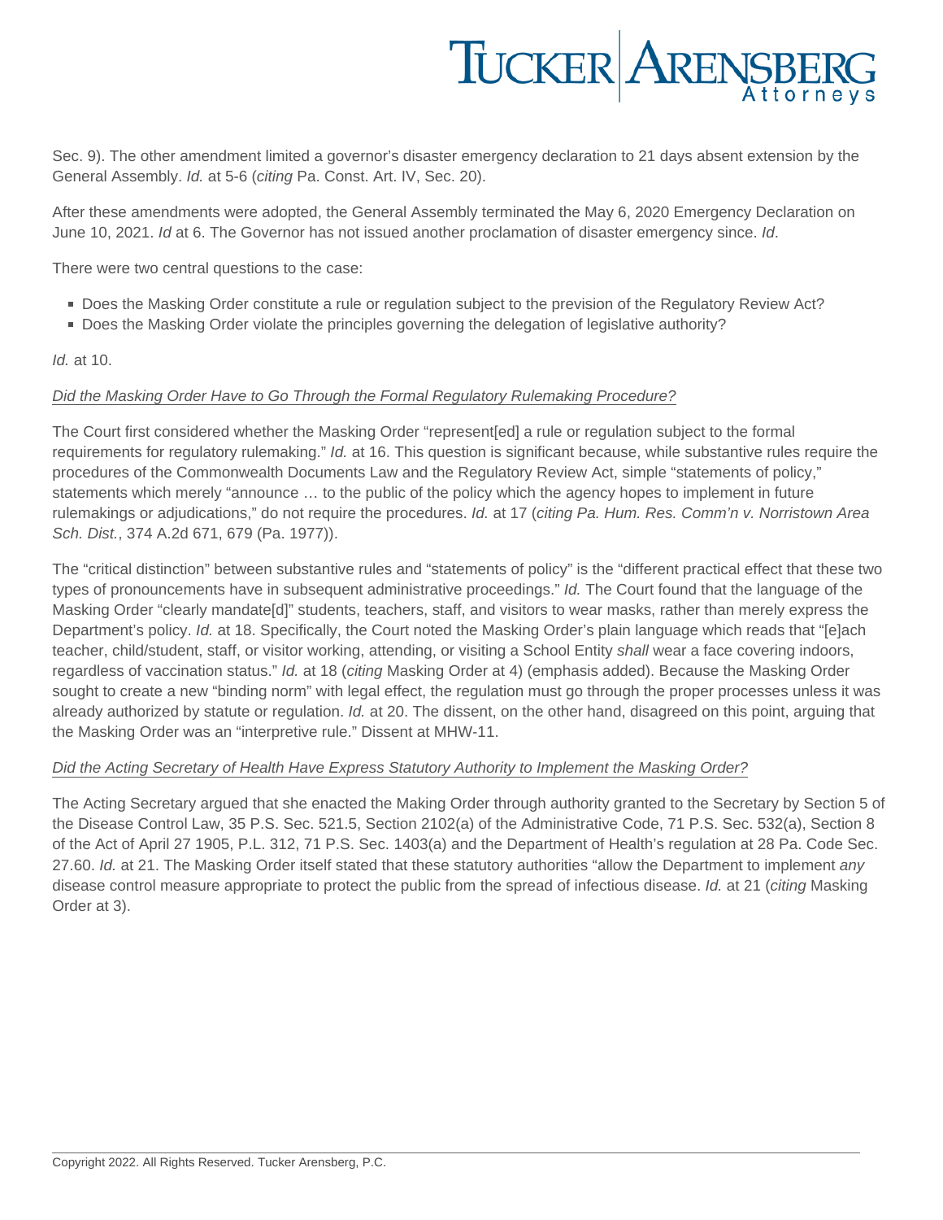Sec. 9). The other amendment limited a governor's disaster emergency declaration to 21 days absent extension by the General Assembly. *Id.* at 5-6 (*citing* Pa. Const. Art. IV, Sec. 20).

After these amendments were adopted, the General Assembly terminated the May 6, 2020 Emergency Declaration on June 10, 2021. *Id* at 6. The Governor has not issued another proclamation of disaster emergency since. *Id*.

There were two central questions to the case:

- Does the Masking Order constitute a rule or regulation subject to the prevision of the Regulatory Review Act?
- Does the Masking Order violate the principles governing the delegation of legislative authority?

*Id.* at 10.

<u>*Did the Masking Order Have to Go Through the Formal Regulatory Rulemaking Procedure?*</u>

The Court first considered whether the Masking Order "represent[ed] a rule or regulation subject to the formal requirements for regulatory rulemaking." *Id.* at 16. This question is significant because, while substantive rules require the procedures of the Commonwealth Documents Law and the Regulatory Review Act, simple "statements of policy," statements which merely "announce … to the public of the policy which the agency hopes to implement in future rulemakings or adjudications," do not require the procedures. *Id.* at 17 (*citing Pa. Hum. Res. Comm'n v. Norristown Area Sch. Dist.*, 374 A.2d 671, 679 (Pa. 1977)).

The "critical distinction" between substantive rules and "statements of policy" is the "different practical effect that these two types of pronouncements have in subsequent administrative proceedings." *Id.* The Court found that the language of the Masking Order "clearly mandate[d]" students, teachers, staff, and visitors to wear masks, rather than merely express the Department's policy. *Id.* at 18. Specifically, the Court noted the Masking Order's plain language which reads that "[e]ach teacher, child/student, staff, or visitor working, attending, or visiting a School Entity *shall* wear a face covering indoors, regardless of vaccination status." *Id.* at 18 (*citing* Masking Order at 4) (emphasis added). Because the Masking Order sought to create a new "binding norm" with legal effect, the regulation must go through the proper processes unless it was already authorized by statute or regulation. *Id.* at 20. The dissent, on the other hand, disagreed on this point, arguing that the Masking Order was an "interpretive rule." Dissent at MHW-11.

<u>*Did the Acting Secretary of Health Have Express Statutory Authority to Implement the Masking Order?*</u>

The Acting Secretary argued that she enacted the Making Order through authority granted to the Secretary by Section 5 of the Disease Control Law, 35 P.S. Sec. 521.5, Section 2102(a) of the Administrative Code, 71 P.S. Sec. 532(a), Section 8 of the Act of April 27 1905, P.L. 312, 71 P.S. Sec. 1403(a) and the Department of Health's regulation at 28 Pa. Code Sec. 27.60. *Id.* at 21. The Masking Order itself stated that these statutory authorities "allow the Department to implement *any* disease control measure appropriate to protect the public from the spread of infectious disease. *Id.* at 21 (*citing* Masking Order at 3).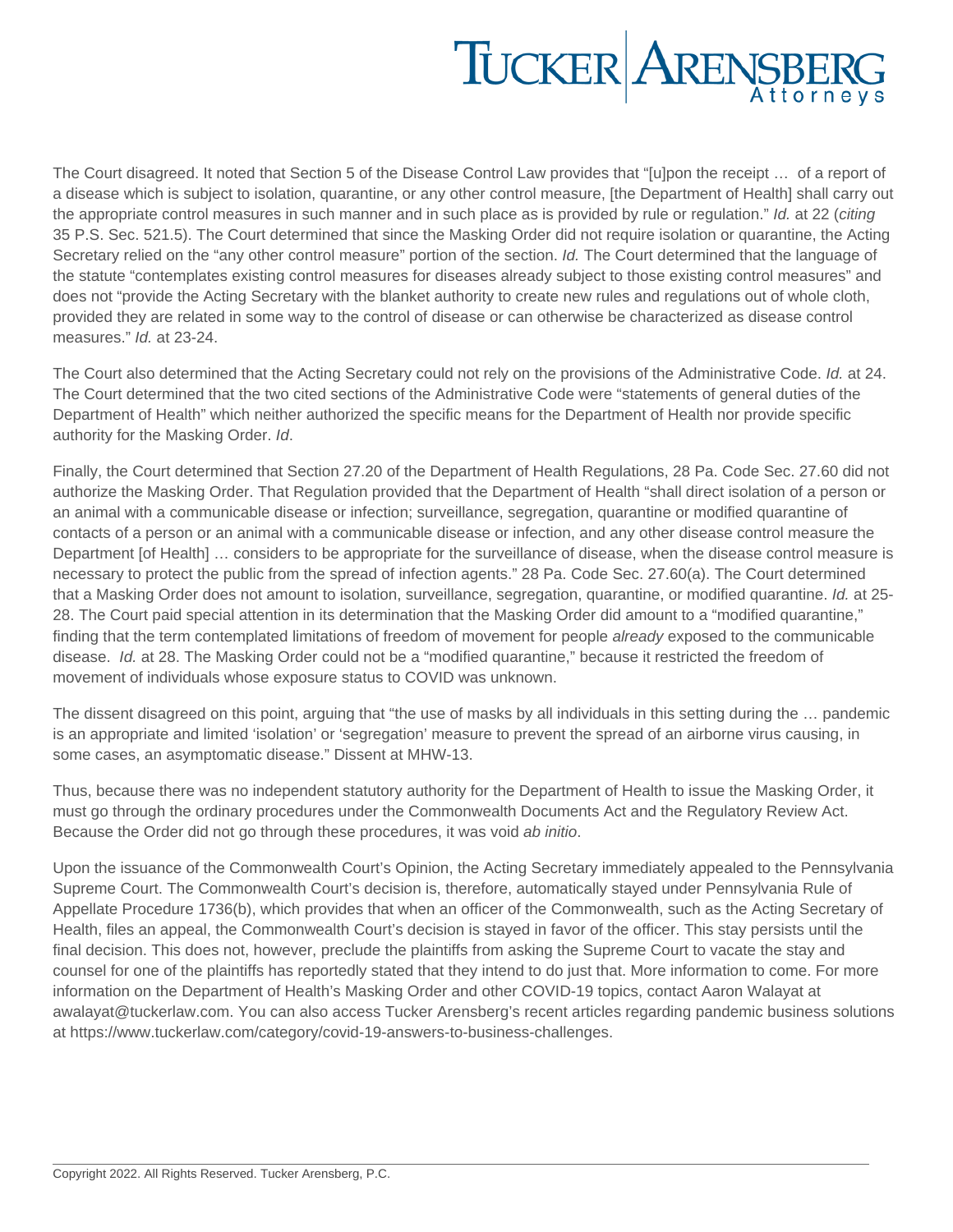The Court disagreed. It noted that Section 5 of the Disease Control Law provides that "[u]pon the receipt … of a report of a disease which is subject to isolation, quarantine, or any other control measure, [the Department of Health] shall carry out the appropriate control measures in such manner and in such place as is provided by rule or regulation." *Id.* at 22 (*citing* 35 P.S. Sec. 521.5). The Court determined that since the Masking Order did not require isolation or quarantine, the Acting Secretary relied on the "any other control measure" portion of the section. *Id.* The Court determined that the language of the statute "contemplates existing control measures for diseases already subject to those existing control measures" and does not "provide the Acting Secretary with the blanket authority to create new rules and regulations out of whole cloth, provided they are related in some way to the control of disease or can otherwise be characterized as disease control measures." *Id.* at 23-24.

The Court also determined that the Acting Secretary could not rely on the provisions of the Administrative Code. *Id.* at 24. The Court determined that the two cited sections of the Administrative Code were "statements of general duties of the Department of Health" which neither authorized the specific means for the Department of Health nor provide specific authority for the Masking Order. *Id*.

Finally, the Court determined that Section 27.20 of the Department of Health Regulations, 28 Pa. Code Sec. 27.60 did not authorize the Masking Order. That Regulation provided that the Department of Health "shall direct isolation of a person or an animal with a communicable disease or infection; surveillance, segregation, quarantine or modified quarantine of contacts of a person or an animal with a communicable disease or infection, and any other disease control measure the Department [of Health] … considers to be appropriate for the surveillance of disease, when the disease control measure is necessary to protect the public from the spread of infection agents." 28 Pa. Code Sec. 27.60(a). The Court determined that a Masking Order does not amount to isolation, surveillance, segregation, quarantine, or modified quarantine. *Id.* at 25-28. The Court paid special attention in its determination that the Masking Order did amount to a "modified quarantine," finding that the term contemplated limitations of freedom of movement for people *already* exposed to the communicable disease. *Id.* at 28. The Masking Order could not be a "modified quarantine," because it restricted the freedom of movement of individuals whose exposure status to COVID was unknown.

The dissent disagreed on this point, arguing that "the use of masks by all individuals in this setting during the … pandemic is an appropriate and limited 'isolation' or 'segregation' measure to prevent the spread of an airborne virus causing, in some cases, an asymptomatic disease." Dissent at MHW-13.

Thus, because there was no independent statutory authority for the Department of Health to issue the Masking Order, it must go through the ordinary procedures under the Commonwealth Documents Act and the Regulatory Review Act. Because the Order did not go through these procedures, it was void *ab initio*.

Upon the issuance of the Commonwealth Court's Opinion, the Acting Secretary immediately appealed to the Pennsylvania Supreme Court. The Commonwealth Court's decision is, therefore, automatically stayed under Pennsylvania Rule of Appellate Procedure 1736(b), which provides that when an officer of the Commonwealth, such as the Acting Secretary of Health, files an appeal, the Commonwealth Court's decision is stayed in favor of the officer. This stay persists until the final decision. This does not, however, preclude the plaintiffs from asking the Supreme Court to vacate the stay and counsel for one of the plaintiffs has reportedly stated that they intend to do just that. More information to come. For more information on the Department of Health's Masking Order and other COVID-19 topics, contact Aaron Walayat at awalayat@tuckerlaw.com. You can also access Tucker Arensberg's recent articles regarding pandemic business solutions at https://www.tuckerlaw.com/category/covid-19-answers-to-business-challenges.

Copyright 2022. All Rights Reserved. Tucker Arensberg, P.C.